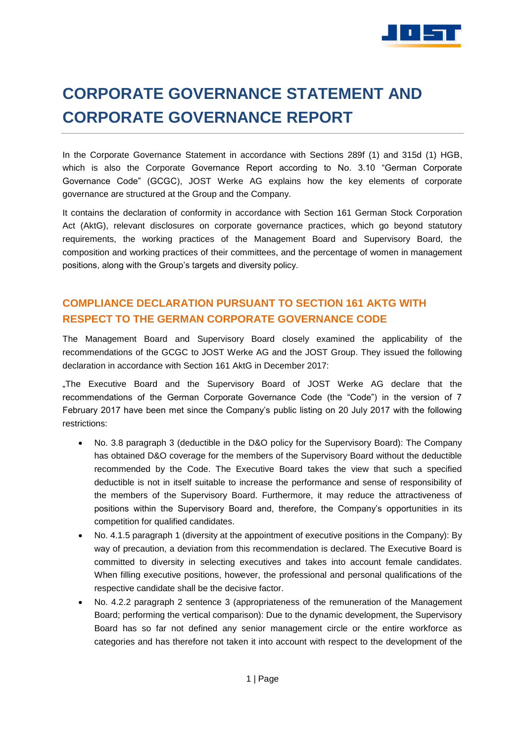# CORPORATE GOVERNANCE STATEMENT AND CORPORATE GOVERNANCE REPORT

In the Corporate Governance Statement in accordance with Sections 289f (1) and 315d (1) HGB, which is also the Corporate Governance Report according to No. 3.10 "German Corporate Governance Code" (GCGC), JOST Werke AG explains how the key elements of corporate governance are structured at the Group and the Company.

It contains the declaration of conformity in accordance with Section 161 German Stock Corporation Act (AktG), relevant disclosures on corporate governance practices, which go beyond statutory requirements, the working practices of the Management Board and Supervisory Board, the composition and working practices of their committees, and the percentage of women in management positions, along with the Group's targets and diversity policy.

## COMPLIANCE DECLARATION PURSUANT TO SECTION 161 AKTG WITH RESPECT TO THE GERMAN CORPORATE GOVERNANCE CODE

The Management Board and Supervisory Board closely examined the applicability of the recommendations of the GCGC to JOST Werke AG and the JOST Group. They issued the following declaration in accordance with Section 161 AktG in December 2017:

„The Executive Board and the Supervisory Board of JOST Werke AG declare that the recommendations of the German Corporate Governance Code (the "Code") in the version of 7 February 2017 have been met since the Company's public listing on 20 July 2017 with the following restrictions:

- No. 3.8 paragraph 3 (deductible in the D&O policy for the Supervisory Board): The Company has obtained D&O coverage for the members of the Supervisory Board without the deductible recommended by the Code. The Executive Board takes the view that such a specified deductible is not in itself suitable to increase the performance and sense of responsibility of the members of the Supervisory Board. Furthermore, it may reduce the attractiveness of positions within the Supervisory Board and, therefore, the Company's opportunities in its competition for qualified candidates.
- No. 4.1.5 paragraph 1 (diversity at the appointment of executive positions in the Company): By way of precaution, a deviation from this recommendation is declared. The Executive Board is committed to diversity in selecting executives and takes into account female candidates. When filling executive positions, however, the professional and personal qualifications of the respective candidate shall be the decisive factor.
- No. 4.2.2 paragraph 2 sentence 3 (appropriateness of the remuneration of the Management Board; performing the vertical comparison): Due to the dynamic development, the Supervisory Board has so far not defined any senior management circle or the entire workforce as categories and has therefore not taken it into account with respect to the development of the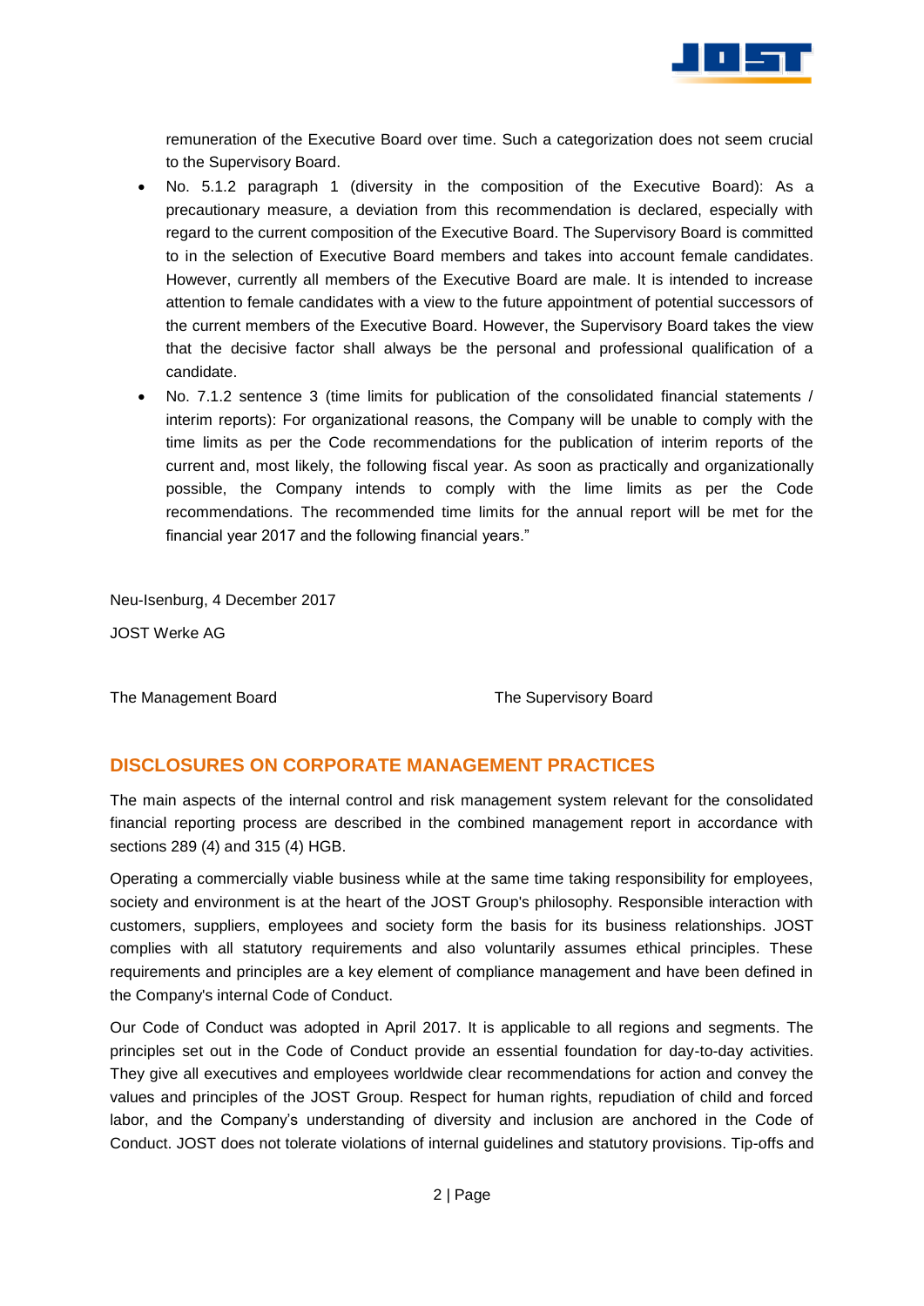remuneration of the Executive Board over time. Such a categorization does not seem crucial to the Supervisory Board.

- No. 5.1.2 paragraph 1 (diversity in the composition of the Executive Board): As a precautionary measure, a deviation from this recommendation is declared, especially with regard to the current composition of the Executive Board. The Supervisory Board is committed to in the selection of Executive Board members and takes into account female candidates. However, currently all members of the Executive Board are male. It is intended to increase attention to female candidates with a view to the future appointment of potential successors of the current members of the Executive Board. However, the Supervisory Board takes the view that the decisive factor shall always be the personal and professional qualification of a candidate.
- No. 7.1.2 sentence 3 (time limits for publication of the consolidated financial statements / interim reports): For organizational reasons, the Company will be unable to comply with the time limits as per the Code recommendations for the publication of interim reports of the current and, most likely, the following fiscal year. As soon as practically and organizationally possible, the Company intends to comply with the lime limits as per the Code recommendations. The recommended time limits for the annual report will be met for the financial year 2017 and the following financial years."

Neu-Isenburg, 4 December 2017

JOST Werke AG

The Management Board | The Supervisory Board

## DISCLOSURES ON CORPORATE MANAGEMENT PRACTICES

The main aspects of the internal control and risk management system relevant for the consolidated financial reporting process are described in the combined management report in accordance with sections 289 (4) and 315 (4) HGB.

Operating a commercially viable business while at the same time taking responsibility for employees, society and environment is at the heart of the JOST Group's philosophy. Responsible interaction with customers, suppliers, employees and society form the basis for its business relationships. JOST complies with all statutory requirements and also voluntarily assumes ethical principles. These requirements and principles are a key element of compliance management and have been defined in the Company's internal Code of Conduct.

Our Code of Conduct was adopted in April 2017. It is applicable to all regions and segments. The principles set out in the Code of Conduct provide an essential foundation for day-to-day activities. They give all executives and employees worldwide clear recommendations for action and convey the values and principles of the JOST Group. Respect for human rights, repudiation of child and forced labor, and the Company's understanding of diversity and inclusion are anchored in the Code of Conduct. JOST does not tolerate violations of internal guidelines and statutory provisions. Tip-offs and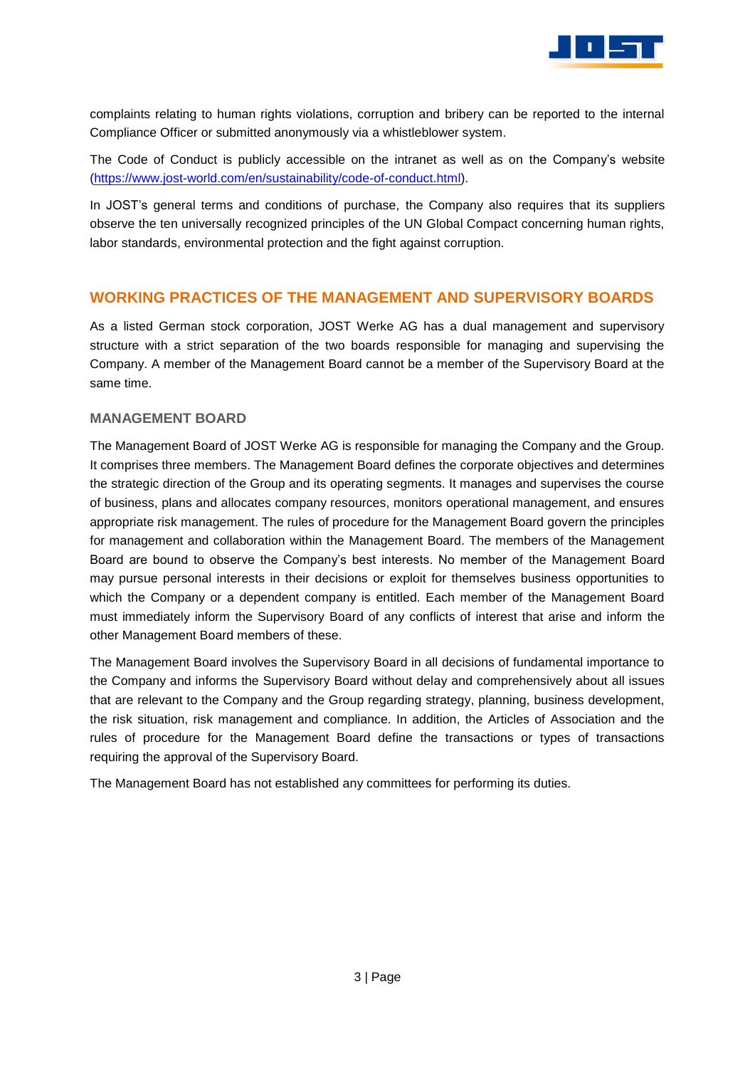complaints relating to human rights violations, corruption and bribery can be reported to the internal Compliance Officer or submitted anonymously via a whistleblower system.

The Code of Conduct is publicly accessible on the intranet as well as on the Company's website (https://www.jost-world.com/en/sustainability/code-of-conduct.html).

In JOST's general terms and conditions of purchase, the Company also requires that its suppliers observe the ten universally recognized principles of the UN Global Compact concerning human rights, labor standards, environmental protection and the fight against corruption.

## WORKING PRACTICES OF THE MANAGEMENT AND SUPERVISORY BOARDS

As a listed German stock corporation, JOST Werke AG has a dual management and supervisory structure with a strict separation of the two boards responsible for managing and supervising the Company. A member of the Management Board cannot be a member of the Supervisory Board at the same time.

### MANAGEMENT BOARD

The Management Board of JOST Werke AG is responsible for managing the Company and the Group. It comprises three members. The Management Board defines the corporate objectives and determines the strategic direction of the Group and its operating segments. It manages and supervises the course of business, plans and allocates company resources, monitors operational management, and ensures appropriate risk management. The rules of procedure for the Management Board govern the principles for management and collaboration within the Management Board. The members of the Management Board are bound to observe the Company's best interests. No member of the Management Board may pursue personal interests in their decisions or exploit for themselves business opportunities to which the Company or a dependent company is entitled. Each member of the Management Board must immediately inform the Supervisory Board of any conflicts of interest that arise and inform the other Management Board members of these.

The Management Board involves the Supervisory Board in all decisions of fundamental importance to the Company and informs the Supervisory Board without delay and comprehensively about all issues that are relevant to the Company and the Group regarding strategy, planning, business development, the risk situation, risk management and compliance. In addition, the Articles of Association and the rules of procedure for the Management Board define the transactions or types of transactions requiring the approval of the Supervisory Board.

The Management Board has not established any committees for performing its duties.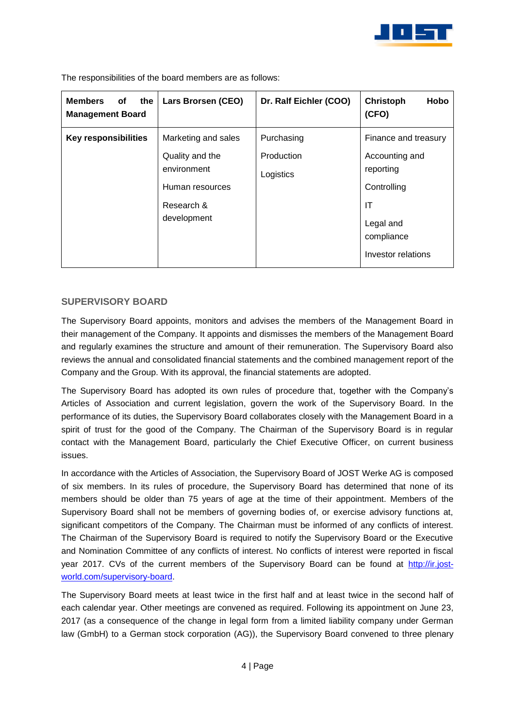The responsibilities of the board members are as follows:

| Members of the Management Board | Lars Brorsen (CEO) | Dr. Ralf Eichler (COO) | Christoph Hobo (CFO) |
|---|---|---|---|
| **Key responsibilities** | Marketing and sales<br>Quality and the environment<br>Human resources<br>Research & development | Purchasing<br>Production<br>Logistics | Finance and treasury<br>Accounting and reporting<br>Controlling<br>IT<br>Legal and compliance<br>Investor relations |

## SUPERVISORY BOARD

The Supervisory Board appoints, monitors and advises the members of the Management Board in their management of the Company. It appoints and dismisses the members of the Management Board and regularly examines the structure and amount of their remuneration. The Supervisory Board also reviews the annual and consolidated financial statements and the combined management report of the Company and the Group. With its approval, the financial statements are adopted.

The Supervisory Board has adopted its own rules of procedure that, together with the Company's Articles of Association and current legislation, govern the work of the Supervisory Board. In the performance of its duties, the Supervisory Board collaborates closely with the Management Board in a spirit of trust for the good of the Company. The Chairman of the Supervisory Board is in regular contact with the Management Board, particularly the Chief Executive Officer, on current business issues.

In accordance with the Articles of Association, the Supervisory Board of JOST Werke AG is composed of six members. In its rules of procedure, the Supervisory Board has determined that none of its members should be older than 75 years of age at the time of their appointment. Members of the Supervisory Board shall not be members of governing bodies of, or exercise advisory functions at, significant competitors of the Company. The Chairman must be informed of any conflicts of interest. The Chairman of the Supervisory Board is required to notify the Supervisory Board or the Executive and Nomination Committee of any conflicts of interest. No conflicts of interest were reported in fiscal year 2017. CVs of the current members of the Supervisory Board can be found at http://ir.jost-world.com/supervisory-board.

The Supervisory Board meets at least twice in the first half and at least twice in the second half of each calendar year. Other meetings are convened as required. Following its appointment on June 23, 2017 (as a consequence of the change in legal form from a limited liability company under German law (GmbH) to a German stock corporation (AG)), the Supervisory Board convened to three plenary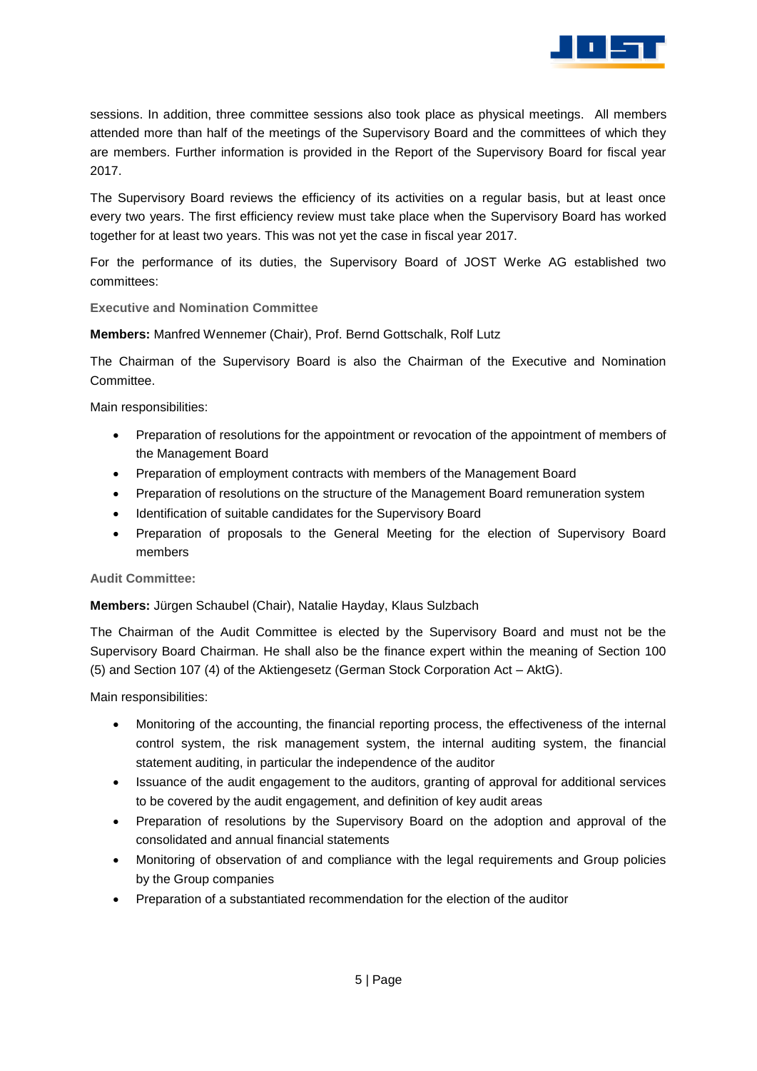sessions. In addition, three committee sessions also took place as physical meetings. All members attended more than half of the meetings of the Supervisory Board and the committees of which they are members. Further information is provided in the Report of the Supervisory Board for fiscal year 2017.

The Supervisory Board reviews the efficiency of its activities on a regular basis, but at least once every two years. The first efficiency review must take place when the Supervisory Board has worked together for at least two years. This was not yet the case in fiscal year 2017.

For the performance of its duties, the Supervisory Board of JOST Werke AG established two committees:

### Executive and Nomination Committee

**Members:** Manfred Wennemer (Chair), Prof. Bernd Gottschalk, Rolf Lutz

The Chairman of the Supervisory Board is also the Chairman of the Executive and Nomination Committee.

Main responsibilities:

- Preparation of resolutions for the appointment or revocation of the appointment of members of the Management Board
- Preparation of employment contracts with members of the Management Board
- Preparation of resolutions on the structure of the Management Board remuneration system
- Identification of suitable candidates for the Supervisory Board
- Preparation of proposals to the General Meeting for the election of Supervisory Board members

### Audit Committee:

**Members:** Jürgen Schaubel (Chair), Natalie Hayday, Klaus Sulzbach

The Chairman of the Audit Committee is elected by the Supervisory Board and must not be the Supervisory Board Chairman. He shall also be the finance expert within the meaning of Section 100 (5) and Section 107 (4) of the Aktiengesetz (German Stock Corporation Act – AktG).

Main responsibilities:

- Monitoring of the accounting, the financial reporting process, the effectiveness of the internal control system, the risk management system, the internal auditing system, the financial statement auditing, in particular the independence of the auditor
- Issuance of the audit engagement to the auditors, granting of approval for additional services to be covered by the audit engagement, and definition of key audit areas
- Preparation of resolutions by the Supervisory Board on the adoption and approval of the consolidated and annual financial statements
- Monitoring of observation of and compliance with the legal requirements and Group policies by the Group companies
- Preparation of a substantiated recommendation for the election of the auditor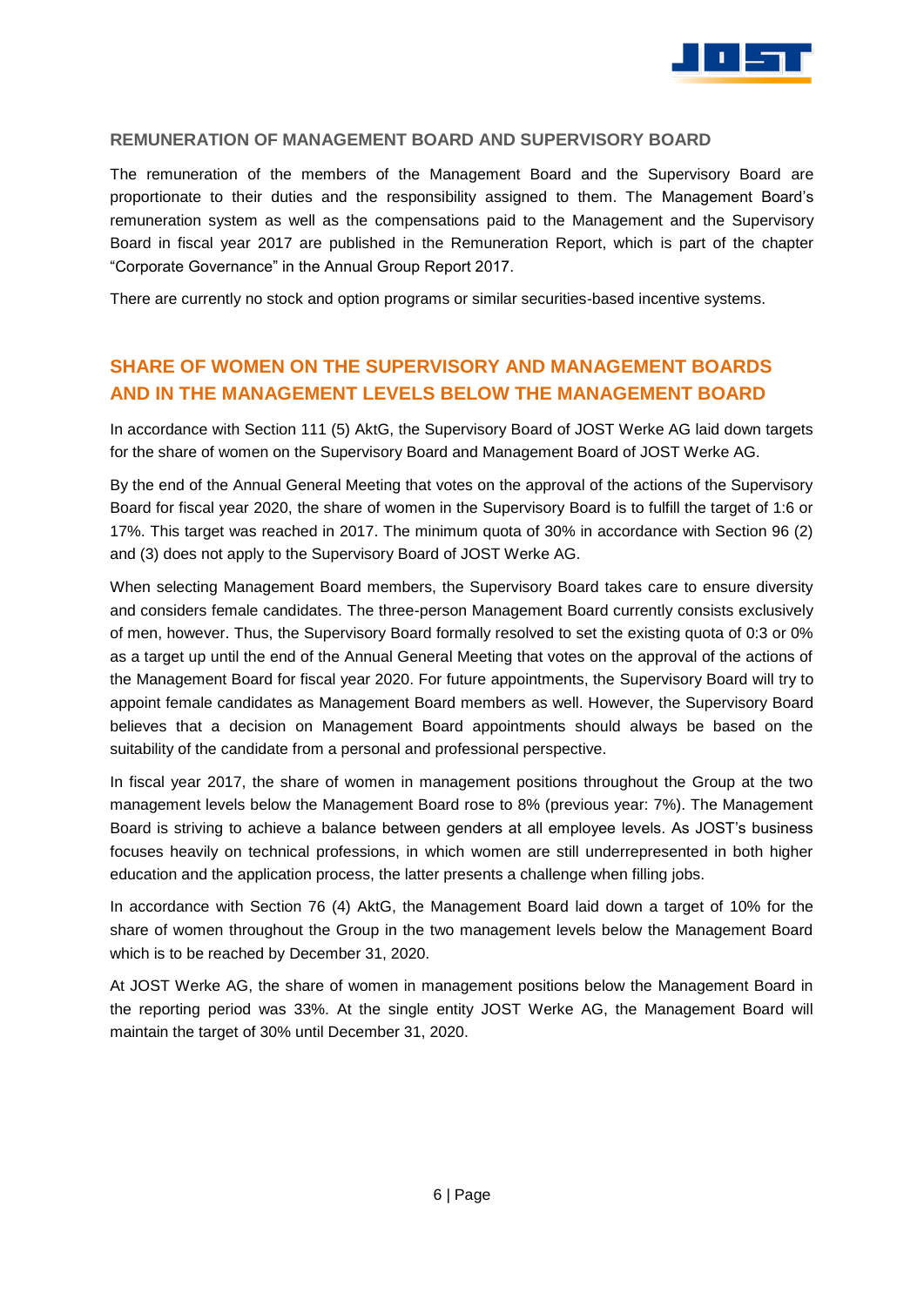### REMUNERATION OF MANAGEMENT BOARD AND SUPERVISORY BOARD

The remuneration of the members of the Management Board and the Supervisory Board are proportionate to their duties and the responsibility assigned to them. The Management Board's remuneration system as well as the compensations paid to the Management and the Supervisory Board in fiscal year 2017 are published in the Remuneration Report, which is part of the chapter "Corporate Governance" in the Annual Group Report 2017.

There are currently no stock and option programs or similar securities-based incentive systems.

## SHARE OF WOMEN ON THE SUPERVISORY AND MANAGEMENT BOARDS AND IN THE MANAGEMENT LEVELS BELOW THE MANAGEMENT BOARD

In accordance with Section 111 (5) AktG, the Supervisory Board of JOST Werke AG laid down targets for the share of women on the Supervisory Board and Management Board of JOST Werke AG.

By the end of the Annual General Meeting that votes on the approval of the actions of the Supervisory Board for fiscal year 2020, the share of women in the Supervisory Board is to fulfill the target of 1:6 or 17%. This target was reached in 2017. The minimum quota of 30% in accordance with Section 96 (2) and (3) does not apply to the Supervisory Board of JOST Werke AG.

When selecting Management Board members, the Supervisory Board takes care to ensure diversity and considers female candidates. The three-person Management Board currently consists exclusively of men, however. Thus, the Supervisory Board formally resolved to set the existing quota of 0:3 or 0% as a target up until the end of the Annual General Meeting that votes on the approval of the actions of the Management Board for fiscal year 2020. For future appointments, the Supervisory Board will try to appoint female candidates as Management Board members as well. However, the Supervisory Board believes that a decision on Management Board appointments should always be based on the suitability of the candidate from a personal and professional perspective.

In fiscal year 2017, the share of women in management positions throughout the Group at the two management levels below the Management Board rose to 8% (previous year: 7%). The Management Board is striving to achieve a balance between genders at all employee levels. As JOST's business focuses heavily on technical professions, in which women are still underrepresented in both higher education and the application process, the latter presents a challenge when filling jobs.

In accordance with Section 76 (4) AktG, the Management Board laid down a target of 10% for the share of women throughout the Group in the two management levels below the Management Board which is to be reached by December 31, 2020.

At JOST Werke AG, the share of women in management positions below the Management Board in the reporting period was 33%. At the single entity JOST Werke AG, the Management Board will maintain the target of 30% until December 31, 2020.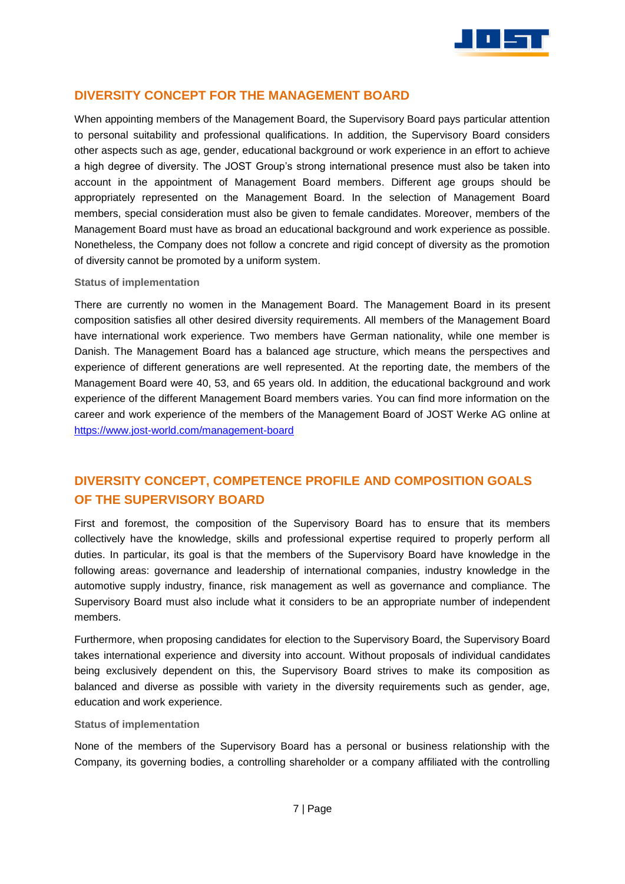## DIVERSITY CONCEPT FOR THE MANAGEMENT BOARD

When appointing members of the Management Board, the Supervisory Board pays particular attention to personal suitability and professional qualifications. In addition, the Supervisory Board considers other aspects such as age, gender, educational background or work experience in an effort to achieve a high degree of diversity. The JOST Group's strong international presence must also be taken into account in the appointment of Management Board members. Different age groups should be appropriately represented on the Management Board. In the selection of Management Board members, special consideration must also be given to female candidates. Moreover, members of the Management Board must have as broad an educational background and work experience as possible. Nonetheless, the Company does not follow a concrete and rigid concept of diversity as the promotion of diversity cannot be promoted by a uniform system.

#### Status of implementation

There are currently no women in the Management Board. The Management Board in its present composition satisfies all other desired diversity requirements. All members of the Management Board have international work experience. Two members have German nationality, while one member is Danish. The Management Board has a balanced age structure, which means the perspectives and experience of different generations are well represented. At the reporting date, the members of the Management Board were 40, 53, and 65 years old. In addition, the educational background and work experience of the different Management Board members varies. You can find more information on the career and work experience of the members of the Management Board of JOST Werke AG online at https://www.jost-world.com/management-board

## DIVERSITY CONCEPT, COMPETENCE PROFILE AND COMPOSITION GOALS OF THE SUPERVISORY BOARD

First and foremost, the composition of the Supervisory Board has to ensure that its members collectively have the knowledge, skills and professional expertise required to properly perform all duties. In particular, its goal is that the members of the Supervisory Board have knowledge in the following areas: governance and leadership of international companies, industry knowledge in the automotive supply industry, finance, risk management as well as governance and compliance. The Supervisory Board must also include what it considers to be an appropriate number of independent members.

Furthermore, when proposing candidates for election to the Supervisory Board, the Supervisory Board takes international experience and diversity into account. Without proposals of individual candidates being exclusively dependent on this, the Supervisory Board strives to make its composition as balanced and diverse as possible with variety in the diversity requirements such as gender, age, education and work experience.

#### Status of implementation

None of the members of the Supervisory Board has a personal or business relationship with the Company, its governing bodies, a controlling shareholder or a company affiliated with the controlling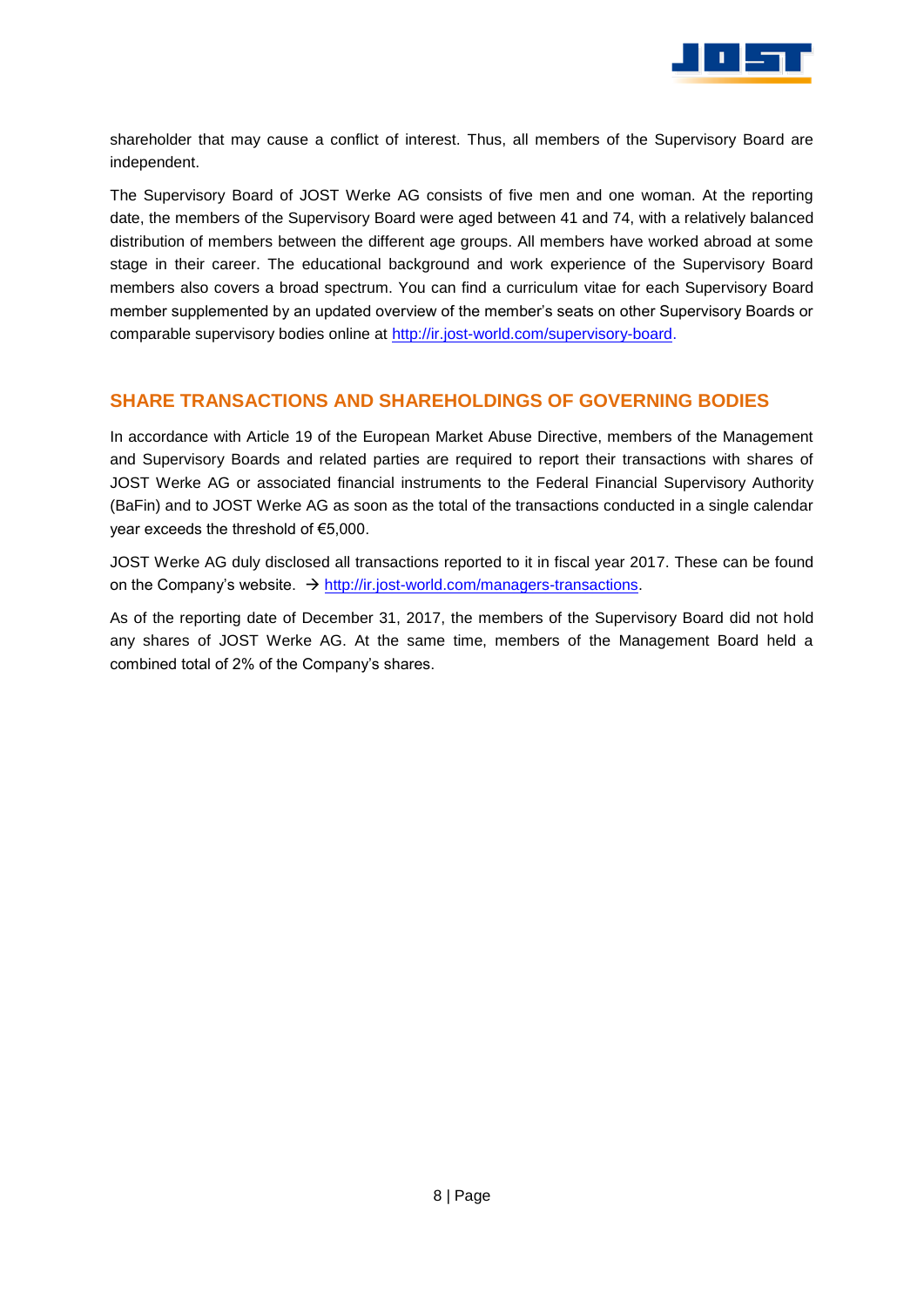shareholder that may cause a conflict of interest. Thus, all members of the Supervisory Board are independent.

The Supervisory Board of JOST Werke AG consists of five men and one woman. At the reporting date, the members of the Supervisory Board were aged between 41 and 74, with a relatively balanced distribution of members between the different age groups. All members have worked abroad at some stage in their career. The educational background and work experience of the Supervisory Board members also covers a broad spectrum. You can find a curriculum vitae for each Supervisory Board member supplemented by an updated overview of the member's seats on other Supervisory Boards or comparable supervisory bodies online at http://ir.jost-world.com/supervisory-board.

## SHARE TRANSACTIONS AND SHAREHOLDINGS OF GOVERNING BODIES

In accordance with Article 19 of the European Market Abuse Directive, members of the Management and Supervisory Boards and related parties are required to report their transactions with shares of JOST Werke AG or associated financial instruments to the Federal Financial Supervisory Authority (BaFin) and to JOST Werke AG as soon as the total of the transactions conducted in a single calendar year exceeds the threshold of €5,000.

JOST Werke AG duly disclosed all transactions reported to it in fiscal year 2017. These can be found on the Company's website. → http://ir.jost-world.com/managers-transactions.

As of the reporting date of December 31, 2017, the members of the Supervisory Board did not hold any shares of JOST Werke AG. At the same time, members of the Management Board held a combined total of 2% of the Company's shares.